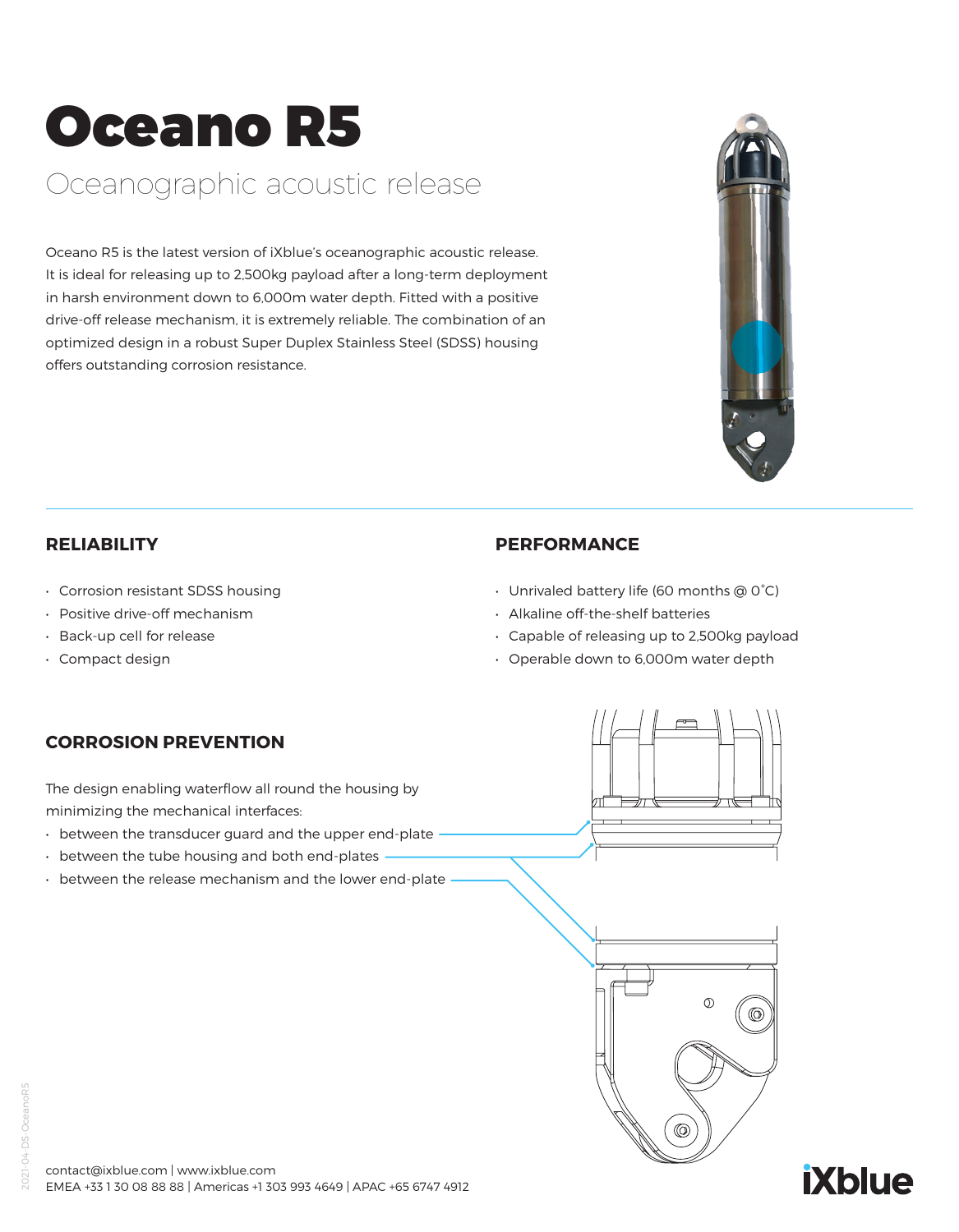# Oceano R5

## Oceanographic acoustic release

Oceano R5 is the latest version of iXblue's oceanographic acoustic release. It is ideal for releasing up to 2,500kg payload after a long-term deployment in harsh environment down to 6,000m water depth. Fitted with a positive drive-off release mechanism, it is extremely reliable. The combination of an optimized design in a robust Super Duplex Stainless Steel (SDSS) housing offers outstanding corrosion resistance.

### RELIABILITY

- Corrosion resistant SDSS housing
- Positive drive-off mechanism
- Back-up cell for release
- Compact design

### PERFORMANCE

- Unrivaled battery life (60 months @ 0˚C)
- Alkaline off-the-shelf batteries
- Capable of releasing up to 2,500kg payload
- Operable down to 6,000m water depth

### CORROSION PREVENTION

The design enabling waterflow all round the housing by minimizing the mechanical interfaces:

- between the transducer guard and the upper end-plate
- between the tube housing and both end-plates
- between the release mechanism and the lower end-plate

contact@ixblue.com | www.ixblue.com
EMEA +33 1 30 08 88 88 | Americas +1 303 993 4649 | APAC +65 6747 4912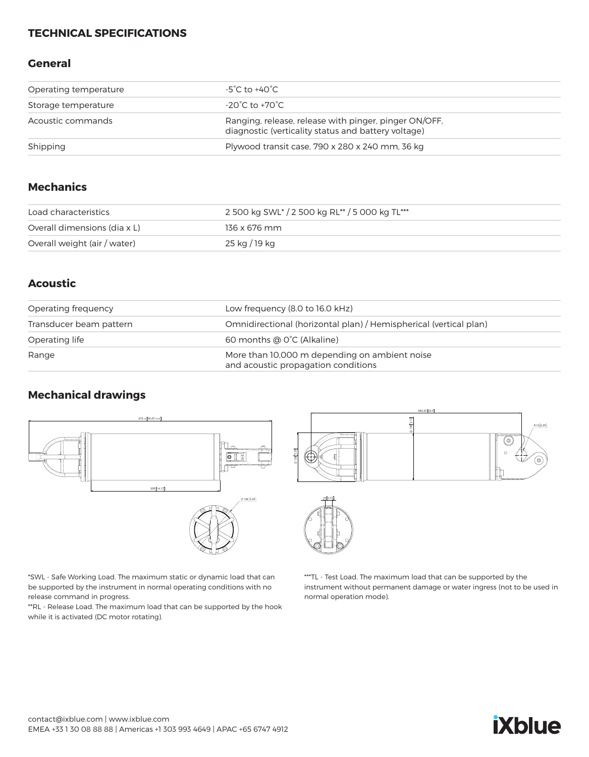## TECHNICAL SPECIFICATIONS

### General

| | |
|---|---|
| Operating temperature | -5˚C to +40˚C |
| Storage temperature | -20˚C to +70˚C |
| Acoustic commands | Ranging, release, release with pinger, pinger ON/OFF, diagnostic (verticality status and battery voltage) |
| Shipping | Plywood transit case, 790 x 280 x 240 mm, 36 kg |

### Mechanics

| | |
|---|---|
| Load characteristics | 2 500 kg SWL* / 2 500 kg RL** / 5 000 kg TL*** |
| Overall dimensions (dia x L) | 136 x 676 mm |
| Overall weight (air / water) | 25 kg / 19 kg |

### Acoustic

| | |
|---|---|
| Operating frequency | Low frequency (8.0 to 16.0 kHz) |
| Transducer beam pattern | Omnidirectional (horizontal plan) / Hemispherical (vertical plan) |
| Operating life | 60 months @ 0˚C (Alkaline) |
| Range | More than 10,000 m depending on ambient noise and acoustic propagation conditions |

### Mechanical drawings

676.60 [26.62 ±0.05]

359 [14.13]

Ø 136 [5.35]

584.50 [23.0]

Ø 136 [5.35]

R15 [0.59]

19 [0.75]

*SWL - Safe Working Load. The maximum static or dynamic load that can be supported by the instrument in normal operating conditions with no release command in progress.

**RL - Release Load. The maximum load that can be supported by the hook while it is activated (DC motor rotating).

***TL - Test Load. The maximum load that can be supported by the instrument without permanent damage or water ingress (not to be used in normal operation mode).

contact@ixblue.com | www.ixblue.com
EMEA +33 1 30 08 88 88 | Americas +1 303 993 4649 | APAC +65 6747 4912

iXblue